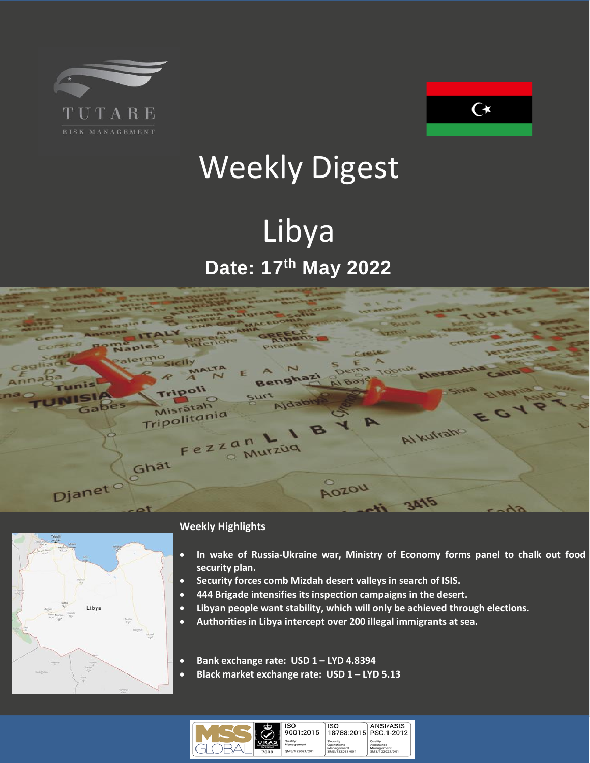TUTARE

RISK MANAGEMENT

# Weekly Digest

# Libya

## Date: 17th May 2022

### Weekly Highlights

- **In wake of Russia-Ukraine war, Ministry of Economy forms panel to chalk out food security plan.**
- **Security forces comb Mizdah desert valleys in search of ISIS.**
- **444 Brigade intensifies its inspection campaigns in the desert.**
- **Libyan people want stability, which will only be achieved through elections.**
- **Authorities in Libya intercept over 200 illegal immigrants at sea.**

- **Bank exchange rate: USD 1 – LYD 4.8394**
- **Black market exchange rate: USD 1 – LYD 5.13**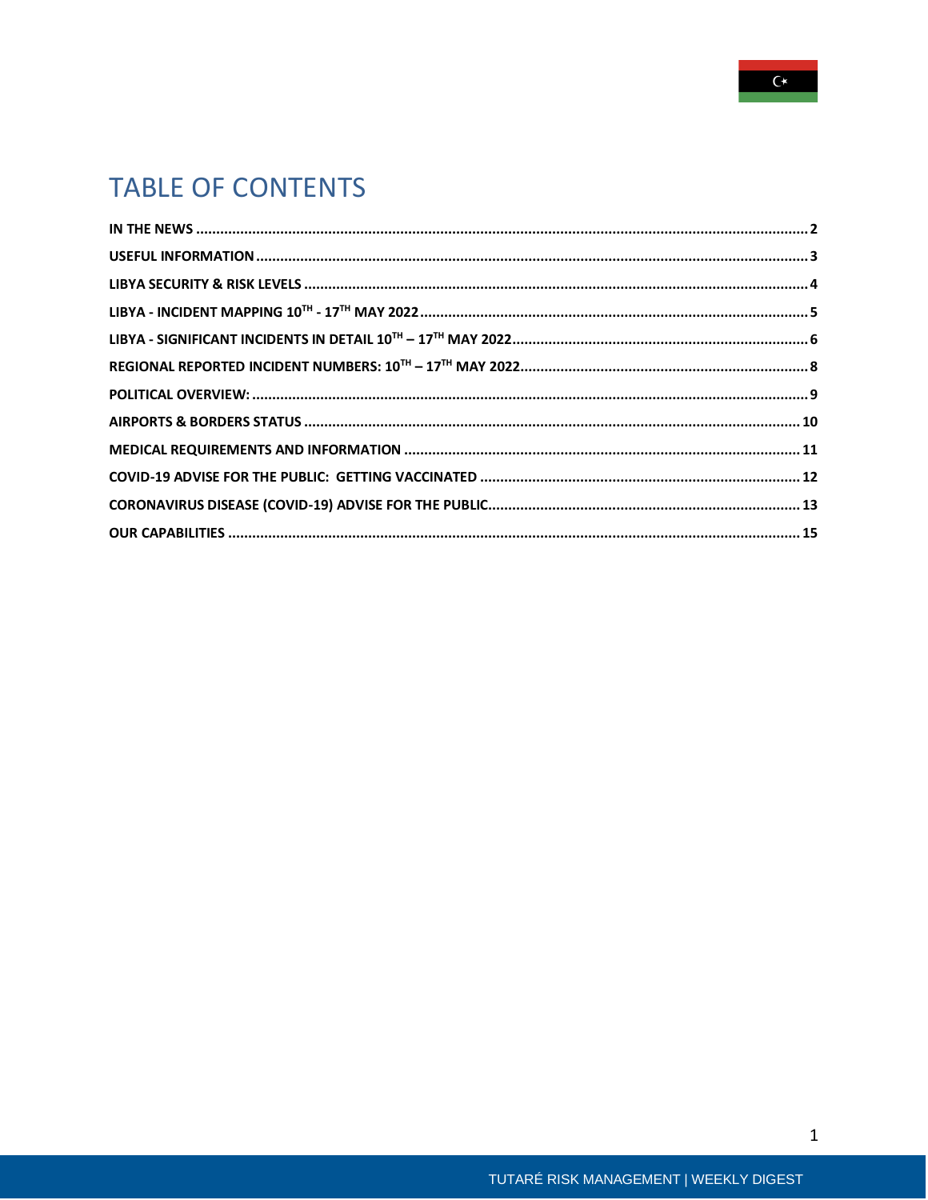# TABLE OF CONTENTS

- IN THE NEWS ... 2
- USEFUL INFORMATION ... 3
- LIBYA SECURITY & RISK LEVELS ... 4
- LIBYA - INCIDENT MAPPING 10TH - 17TH MAY 2022 ... 5
- LIBYA - SIGNIFICANT INCIDENTS IN DETAIL 10TH – 17TH MAY 2022 ... 6
- REGIONAL REPORTED INCIDENT NUMBERS: 10TH – 17TH MAY 2022 ... 8
- POLITICAL OVERVIEW: ... 9
- AIRPORTS & BORDERS STATUS ... 10
- MEDICAL REQUIREMENTS AND INFORMATION ... 11
- COVID-19 ADVISE FOR THE PUBLIC: GETTING VACCINATED ... 12
- CORONAVIRUS DISEASE (COVID-19) ADVISE FOR THE PUBLIC ... 13
- OUR CAPABILITIES ... 15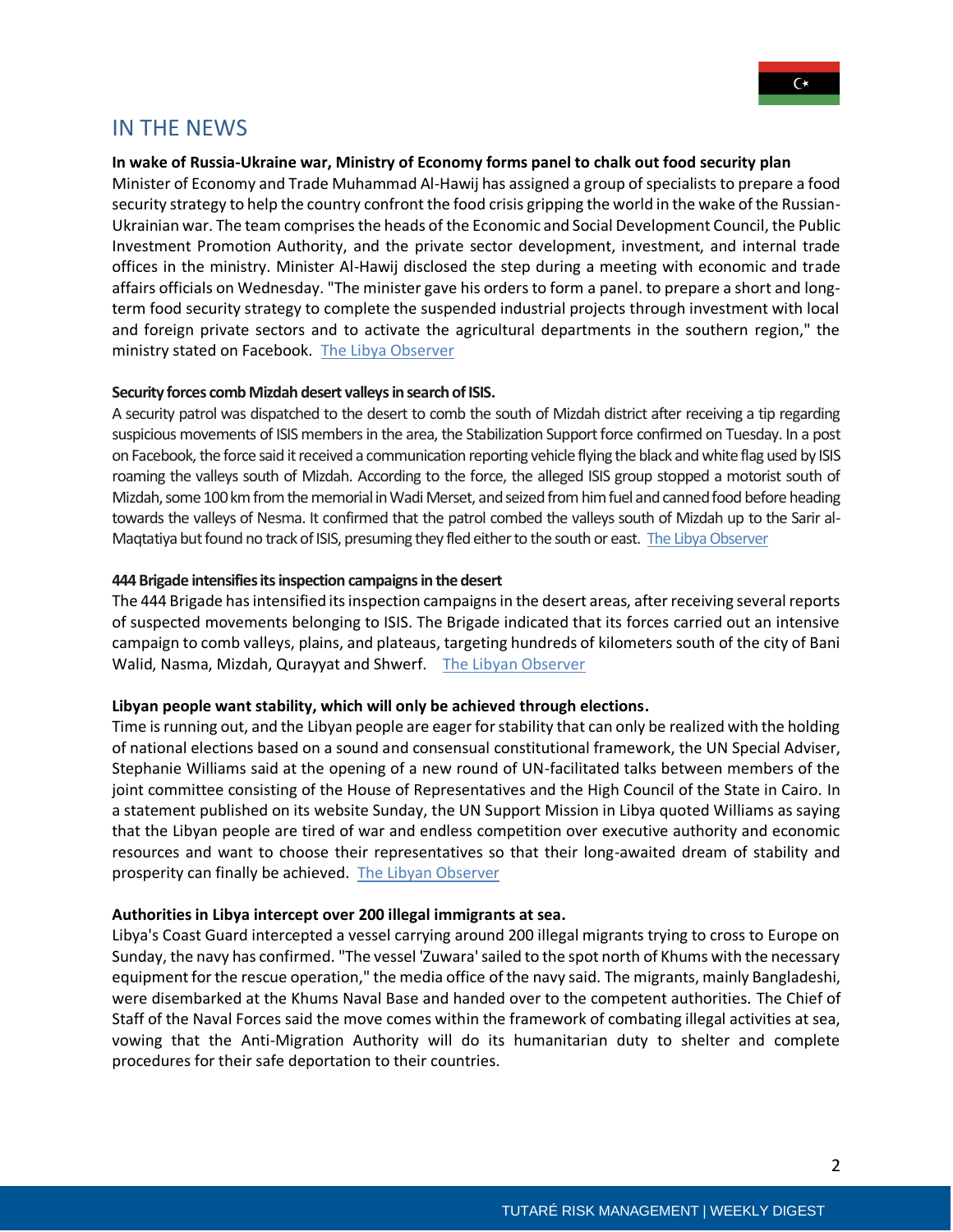## IN THE NEWS

**In wake of Russia-Ukraine war, Ministry of Economy forms panel to chalk out food security plan**

Minister of Economy and Trade Muhammad Al-Hawij has assigned a group of specialists to prepare a food security strategy to help the country confront the food crisis gripping the world in the wake of the Russian-Ukrainian war. The team comprises the heads of the Economic and Social Development Council, the Public Investment Promotion Authority, and the private sector development, investment, and internal trade offices in the ministry. Minister Al-Hawij disclosed the step during a meeting with economic and trade affairs officials on Wednesday. "The minister gave his orders to form a panel. to prepare a short and long-term food security strategy to complete the suspended industrial projects through investment with local and foreign private sectors and to activate the agricultural departments in the southern region," the ministry stated on Facebook. The Libya Observer

**Security forces comb Mizdah desert valleys in search of ISIS.**

A security patrol was dispatched to the desert to comb the south of Mizdah district after receiving a tip regarding suspicious movements of ISIS members in the area, the Stabilization Support force confirmed on Tuesday. In a post on Facebook, the force said it received a communication reporting vehicle flying the black and white flag used by ISIS roaming the valleys south of Mizdah. According to the force, the alleged ISIS group stopped a motorist south of Mizdah, some 100 km from the memorial in Wadi Merset, and seized from him fuel and canned food before heading towards the valleys of Nesma. It confirmed that the patrol combed the valleys south of Mizdah up to the Sarir al-Maqtatiya but found no track of ISIS, presuming they fled either to the south or east. The Libya Observer

**444 Brigade intensifies its inspection campaigns in the desert**

The 444 Brigade has intensified its inspection campaigns in the desert areas, after receiving several reports of suspected movements belonging to ISIS. The Brigade indicated that its forces carried out an intensive campaign to comb valleys, plains, and plateaus, targeting hundreds of kilometers south of the city of Bani Walid, Nasma, Mizdah, Qurayyat and Shwerf. The Libyan Observer

**Libyan people want stability, which will only be achieved through elections.**

Time is running out, and the Libyan people are eager for stability that can only be realized with the holding of national elections based on a sound and consensual constitutional framework, the UN Special Adviser, Stephanie Williams said at the opening of a new round of UN-facilitated talks between members of the joint committee consisting of the House of Representatives and the High Council of the State in Cairo. In a statement published on its website Sunday, the UN Support Mission in Libya quoted Williams as saying that the Libyan people are tired of war and endless competition over executive authority and economic resources and want to choose their representatives so that their long-awaited dream of stability and prosperity can finally be achieved. The Libyan Observer

**Authorities in Libya intercept over 200 illegal immigrants at sea.**

Libya's Coast Guard intercepted a vessel carrying around 200 illegal migrants trying to cross to Europe on Sunday, the navy has confirmed. "The vessel 'Zuwara' sailed to the spot north of Khums with the necessary equipment for the rescue operation," the media office of the navy said. The migrants, mainly Bangladeshi, were disembarked at the Khums Naval Base and handed over to the competent authorities. The Chief of Staff of the Naval Forces said the move comes within the framework of combating illegal activities at sea, vowing that the Anti-Migration Authority will do its humanitarian duty to shelter and complete procedures for their safe deportation to their countries.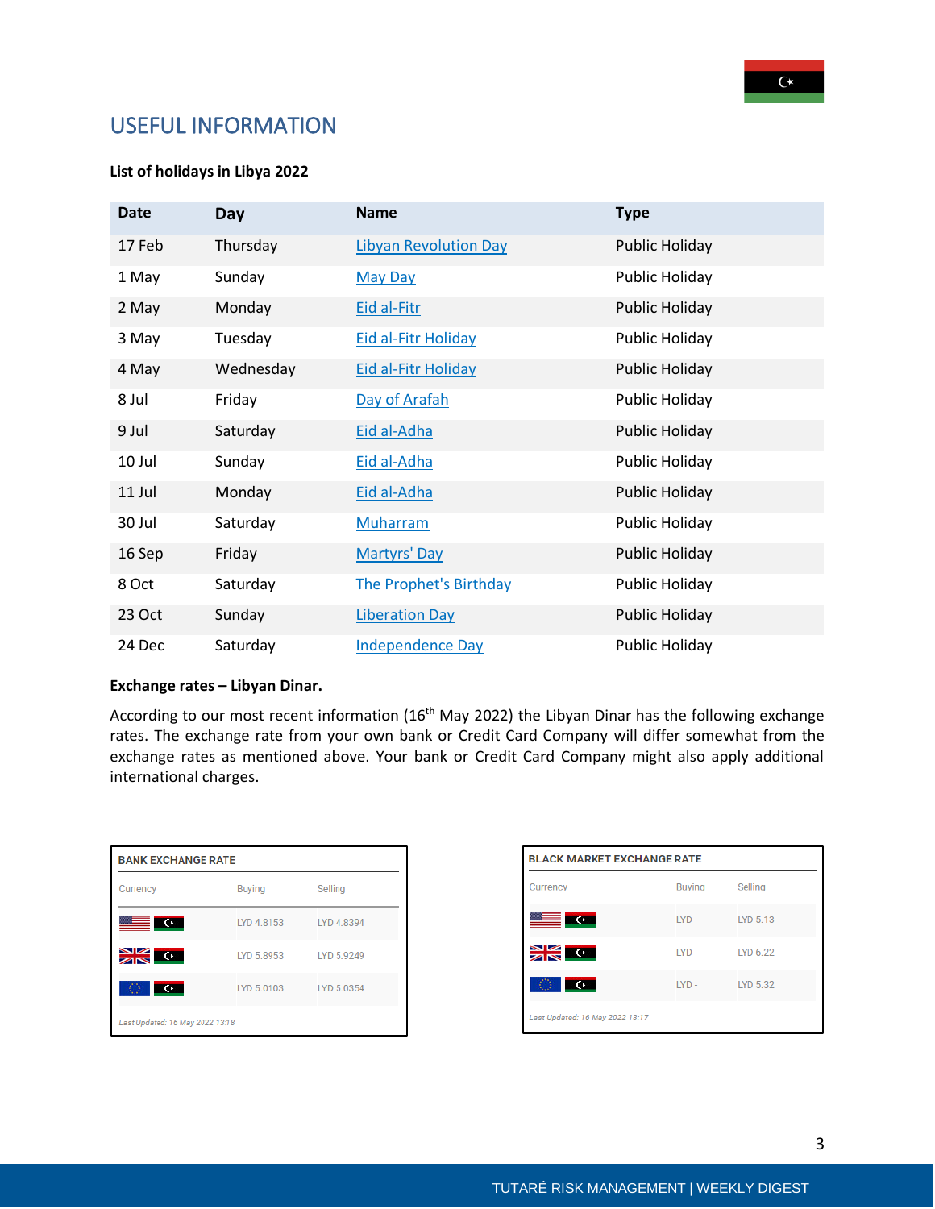## USEFUL INFORMATION

**List of holidays in Libya 2022**

| Date | Day | Name | Type |
|---|---|---|---|
| 17 Feb | Thursday | Libyan Revolution Day | Public Holiday |
| 1 May | Sunday | May Day | Public Holiday |
| 2 May | Monday | Eid al-Fitr | Public Holiday |
| 3 May | Tuesday | Eid al-Fitr Holiday | Public Holiday |
| 4 May | Wednesday | Eid al-Fitr Holiday | Public Holiday |
| 8 Jul | Friday | Day of Arafah | Public Holiday |
| 9 Jul | Saturday | Eid al-Adha | Public Holiday |
| 10 Jul | Sunday | Eid al-Adha | Public Holiday |
| 11 Jul | Monday | Eid al-Adha | Public Holiday |
| 30 Jul | Saturday | Muharram | Public Holiday |
| 16 Sep | Friday | Martyrs' Day | Public Holiday |
| 8 Oct | Saturday | The Prophet's Birthday | Public Holiday |
| 23 Oct | Sunday | Liberation Day | Public Holiday |
| 24 Dec | Saturday | Independence Day | Public Holiday |

**Exchange rates – Libyan Dinar.**

According to our most recent information (16th May 2022) the Libyan Dinar has the following exchange rates. The exchange rate from your own bank or Credit Card Company will differ somewhat from the exchange rates as mentioned above. Your bank or Credit Card Company might also apply additional international charges.

**BANK EXCHANGE RATE**

| Currency | Buying | Selling |
|---|---|---|
| USD / LYD | LYD 4.8153 | LYD 4.8394 |
| GBP / LYD | LYD 5.8953 | LYD 5.9249 |
| EUR / LYD | LYD 5.0103 | LYD 5.0354 |

*Last Updated: 16 May 2022 13:18*

**BLACK MARKET EXCHANGE RATE**

| Currency | Buying | Selling |
|---|---|---|
| USD / LYD | LYD - | LYD 5.13 |
| GBP / LYD | LYD - | LYD 6.22 |
| EUR / LYD | LYD - | LYD 5.32 |

*Last Updated: 16 May 2022 13:17*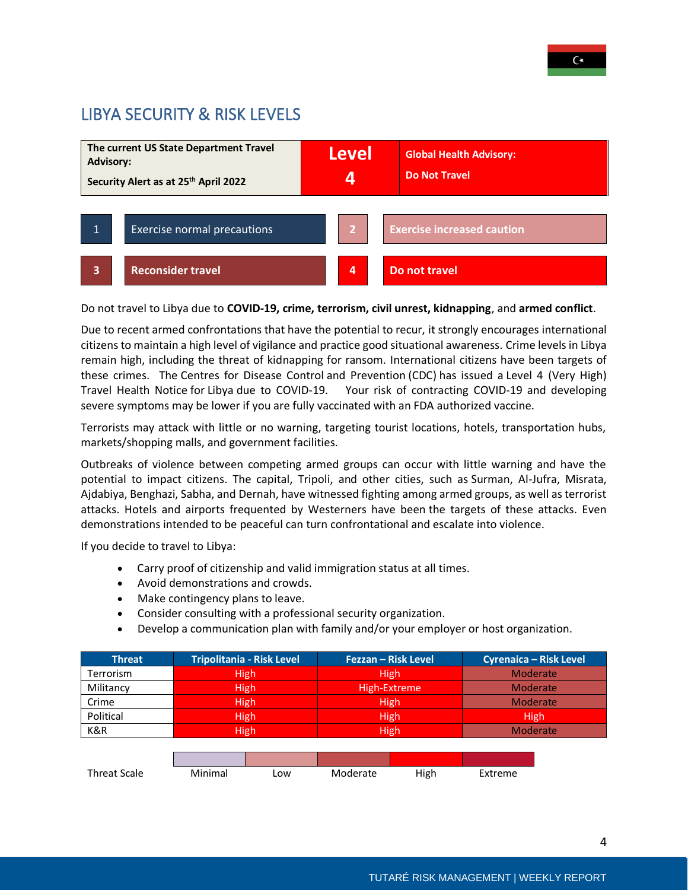## LIBYA SECURITY & RISK LEVELS

| The current US State Department Travel Advisory: Security Alert as at 25th April 2022 | Level 4 | Global Health Advisory: Do Not Travel |
|---|---|---|

| 1 | Exercise normal precautions | 2 | Exercise increased caution |
|---|---|---|---|
| 3 | Reconsider travel | 4 | Do not travel |

Do not travel to Libya due to **COVID-19, crime, terrorism, civil unrest, kidnapping**, and **armed conflict**.

Due to recent armed confrontations that have the potential to recur, it strongly encourages international citizens to maintain a high level of vigilance and practice good situational awareness. Crime levels in Libya remain high, including the threat of kidnapping for ransom. International citizens have been targets of these crimes. The Centres for Disease Control and Prevention (CDC) has issued a Level 4 (Very High) Travel Health Notice for Libya due to COVID-19. Your risk of contracting COVID-19 and developing severe symptoms may be lower if you are fully vaccinated with an FDA authorized vaccine.

Terrorists may attack with little or no warning, targeting tourist locations, hotels, transportation hubs, markets/shopping malls, and government facilities.

Outbreaks of violence between competing armed groups can occur with little warning and have the potential to impact citizens. The capital, Tripoli, and other cities, such as Surman, Al-Jufra, Misrata, Ajdabiya, Benghazi, Sabha, and Dernah, have witnessed fighting among armed groups, as well as terrorist attacks. Hotels and airports frequented by Westerners have been the targets of these attacks. Even demonstrations intended to be peaceful can turn confrontational and escalate into violence.

If you decide to travel to Libya:

- Carry proof of citizenship and valid immigration status at all times.
- Avoid demonstrations and crowds.
- Make contingency plans to leave.
- Consider consulting with a professional security organization.
- Develop a communication plan with family and/or your employer or host organization.

| Threat | Tripolitania - Risk Level | Fezzan – Risk Level | Cyrenaica – Risk Level |
|---|---|---|---|
| Terrorism | High | High | Moderate |
| Militancy | High | High-Extreme | Moderate |
| Crime | High | High | Moderate |
| Political | High | High | High |
| K&R | High | High | Moderate |

| Threat Scale | Minimal | Low | Moderate | High | Extreme |
|---|---|---|---|---|---|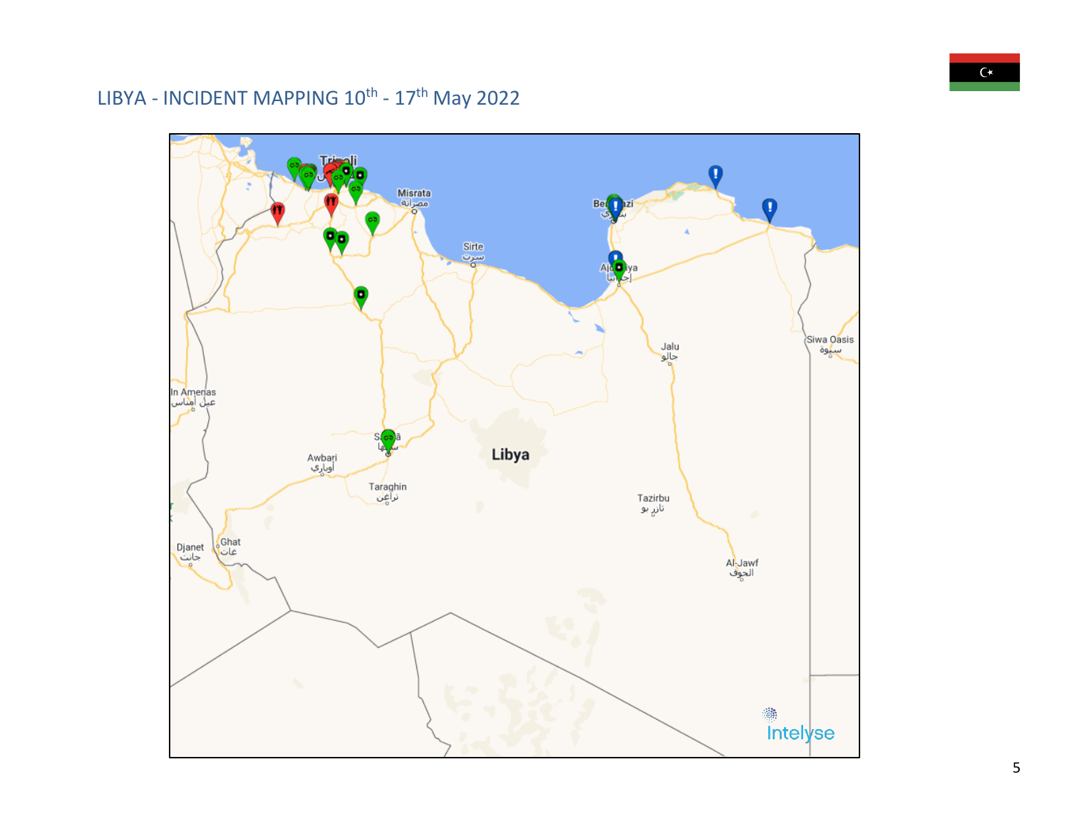# LIBYA - INCIDENT MAPPING 10th - 17th May 2022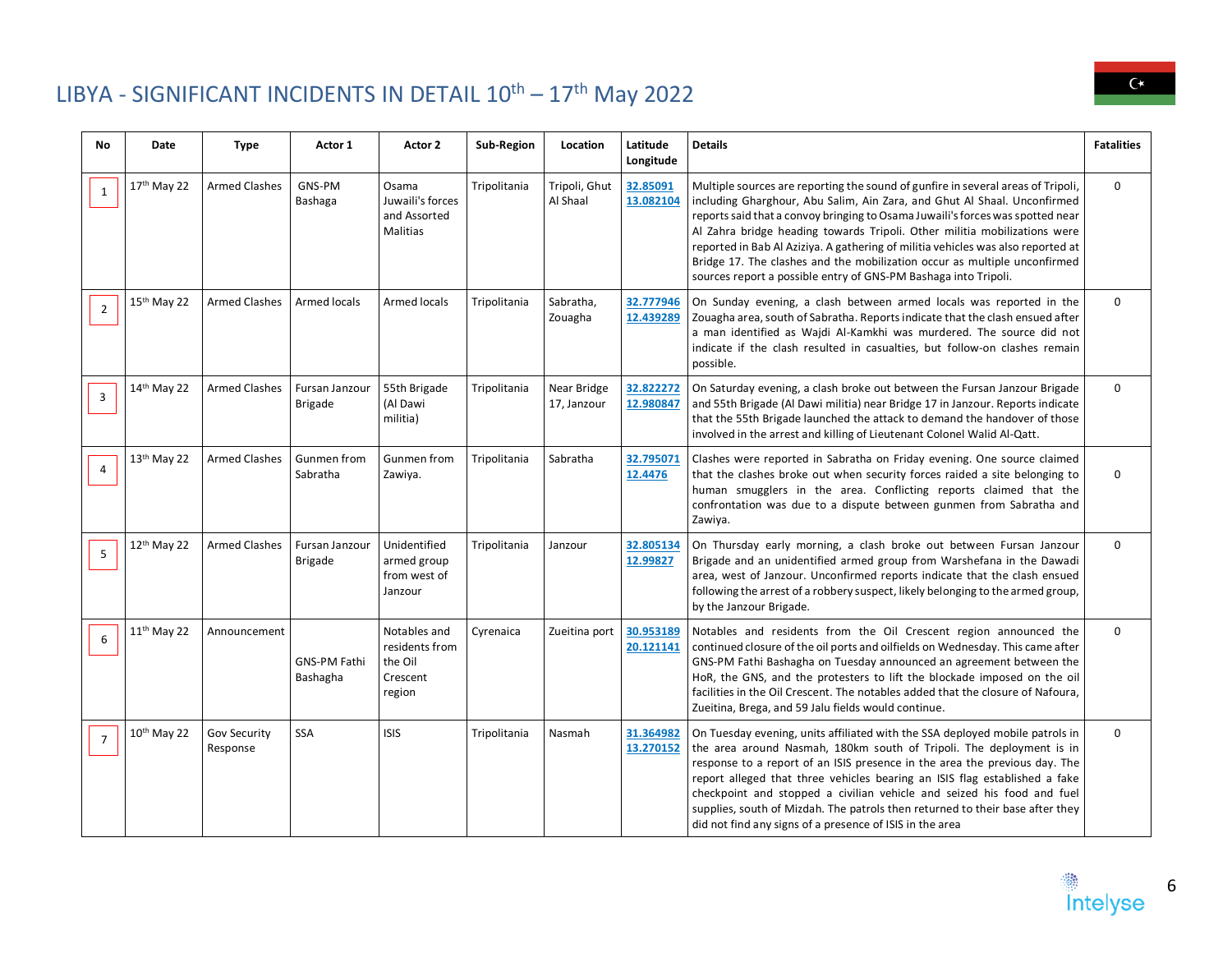# LIBYA - SIGNIFICANT INCIDENTS IN DETAIL 10th – 17th May 2022

| No | Date | Type | Actor 1 | Actor 2 | Sub-Region | Location | Latitude Longitude | Details | Fatalities |
|---|---|---|---|---|---|---|---|---|---|
| 1 | 17th May 22 | Armed Clashes | GNS-PM Bashaga | Osama Juwaili's forces and Assorted Malitias | Tripolitania | Tripoli, Ghut Al Shaal | 32.85091 13.082104 | Multiple sources are reporting the sound of gunfire in several areas of Tripoli, including Gharghour, Abu Salim, Ain Zara, and Ghut Al Shaal. Unconfirmed reports said that a convoy bringing to Osama Juwaili's forces was spotted near Al Zahra bridge heading towards Tripoli. Other militia mobilizations were reported in Bab Al Aziziya. A gathering of militia vehicles was also reported at Bridge 17. The clashes and the mobilization occur as multiple unconfirmed sources report a possible entry of GNS-PM Bashaga into Tripoli. | 0 |
| 2 | 15th May 22 | Armed Clashes | Armed locals | Armed locals | Tripolitania | Sabratha, Zouagha | 32.777946 12.439289 | On Sunday evening, a clash between armed locals was reported in the Zouagha area, south of Sabratha. Reports indicate that the clash ensued after a man identified as Wajdi Al-Kamkhi was murdered. The source did not indicate if the clash resulted in casualties, but follow-on clashes remain possible. | 0 |
| 3 | 14th May 22 | Armed Clashes | Fursan Janzour Brigade | 55th Brigade (Al Dawi militia) | Tripolitania | Near Bridge 17, Janzour | 32.822272 12.980847 | On Saturday evening, a clash broke out between the Fursan Janzour Brigade and 55th Brigade (Al Dawi militia) near Bridge 17 in Janzour. Reports indicate that the 55th Brigade launched the attack to demand the handover of those involved in the arrest and killing of Lieutenant Colonel Walid Al-Qatt. | 0 |
| 4 | 13th May 22 | Armed Clashes | Gunmen from Sabratha | Gunmen from Zawiya. | Tripolitania | Sabratha | 32.795071 12.4476 | Clashes were reported in Sabratha on Friday evening. One source claimed that the clashes broke out when security forces raided a site belonging to human smugglers in the area. Conflicting reports claimed that the confrontation was due to a dispute between gunmen from Sabratha and Zawiya. | 0 |
| 5 | 12th May 22 | Armed Clashes | Fursan Janzour Brigade | Unidentified armed group from west of Janzour | Tripolitania | Janzour | 32.805134 12.99827 | On Thursday early morning, a clash broke out between Fursan Janzour Brigade and an unidentified armed group from Warshefana in the Dawadi area, west of Janzour. Unconfirmed reports indicate that the clash ensued following the arrest of a robbery suspect, likely belonging to the armed group, by the Janzour Brigade. | 0 |
| 6 | 11th May 22 | Announcement | GNS-PM Fathi Bashagha | Notables and residents from the Oil Crescent region | Cyrenaica | Zueitina port | 30.953189 20.121141 | Notables and residents from the Oil Crescent region announced the continued closure of the oil ports and oilfields on Wednesday. This came after GNS-PM Fathi Bashagha on Tuesday announced an agreement between the HoR, the GNS, and the protesters to lift the blockade imposed on the oil facilities in the Oil Crescent. The notables added that the closure of Nafoura, Zueitina, Brega, and 59 Jalu fields would continue. | 0 |
| 7 | 10th May 22 | Gov Security Response | SSA | ISIS | Tripolitania | Nasmah | 31.364982 13.270152 | On Tuesday evening, units affiliated with the SSA deployed mobile patrols in the area around Nasmah, 180km south of Tripoli. The deployment is in response to a report of an ISIS presence in the area the previous day. The report alleged that three vehicles bearing an ISIS flag established a fake checkpoint and stopped a civilian vehicle and seized his food and fuel supplies, south of Mizdah. The patrols then returned to their base after they did not find any signs of a presence of ISIS in the area | 0 |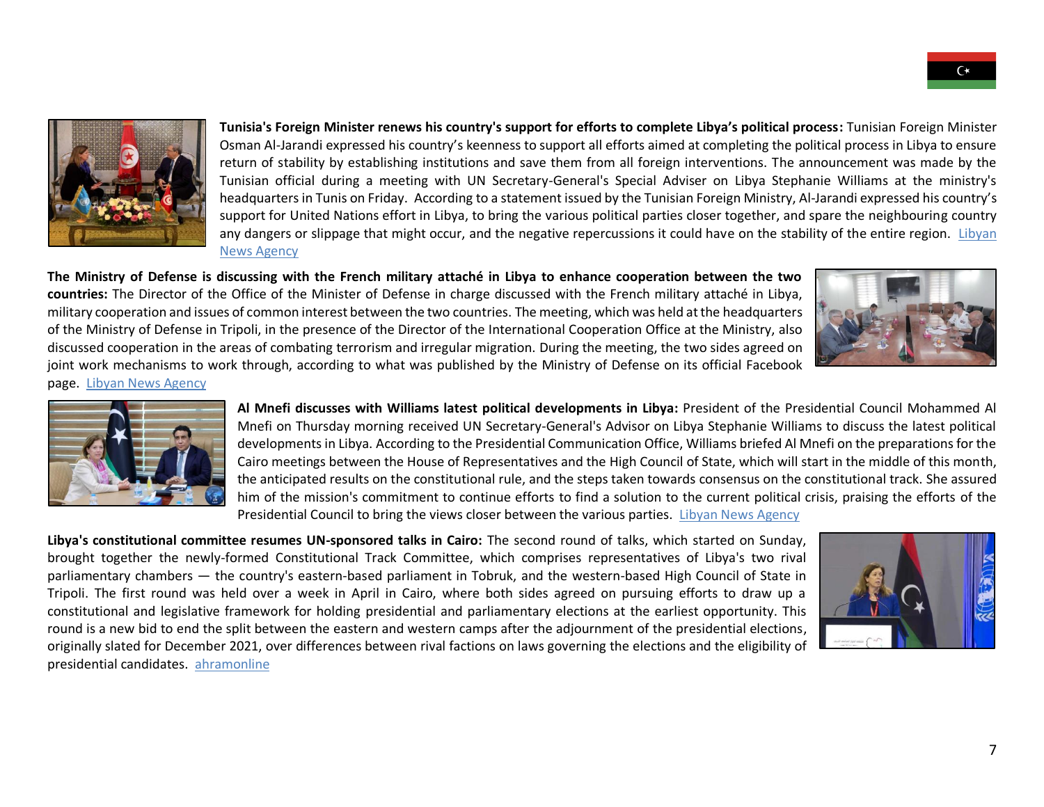**Tunisia's Foreign Minister renews his country's support for efforts to complete Libya's political process:** Tunisian Foreign Minister Osman Al-Jarandi expressed his country's keenness to support all efforts aimed at completing the political process in Libya to ensure return of stability by establishing institutions and save them from all foreign interventions. The announcement was made by the Tunisian official during a meeting with UN Secretary-General's Special Adviser on Libya Stephanie Williams at the ministry's headquarters in Tunis on Friday. According to a statement issued by the Tunisian Foreign Ministry, Al-Jarandi expressed his country's support for United Nations effort in Libya, to bring the various political parties closer together, and spare the neighbouring country any dangers or slippage that might occur, and the negative repercussions it could have on the stability of the entire region. Libyan News Agency

**The Ministry of Defense is discussing with the French military attaché in Libya to enhance cooperation between the two countries:** The Director of the Office of the Minister of Defense in charge discussed with the French military attaché in Libya, military cooperation and issues of common interest between the two countries. The meeting, which was held at the headquarters of the Ministry of Defense in Tripoli, in the presence of the Director of the International Cooperation Office at the Ministry, also discussed cooperation in the areas of combating terrorism and irregular migration. During the meeting, the two sides agreed on joint work mechanisms to work through, according to what was published by the Ministry of Defense on its official Facebook page. Libyan News Agency

**Al Mnefi discusses with Williams latest political developments in Libya:** President of the Presidential Council Mohammed Al Mnefi on Thursday morning received UN Secretary-General's Advisor on Libya Stephanie Williams to discuss the latest political developments in Libya. According to the Presidential Communication Office, Williams briefed Al Mnefi on the preparations for the Cairo meetings between the House of Representatives and the High Council of State, which will start in the middle of this month, the anticipated results on the constitutional rule, and the steps taken towards consensus on the constitutional track. She assured him of the mission's commitment to continue efforts to find a solution to the current political crisis, praising the efforts of the Presidential Council to bring the views closer between the various parties. Libyan News Agency

**Libya's constitutional committee resumes UN-sponsored talks in Cairo:** The second round of talks, which started on Sunday, brought together the newly-formed Constitutional Track Committee, which comprises representatives of Libya's two rival parliamentary chambers — the country's eastern-based parliament in Tobruk, and the western-based High Council of State in Tripoli. The first round was held over a week in April in Cairo, where both sides agreed on pursuing efforts to draw up a constitutional and legislative framework for holding presidential and parliamentary elections at the earliest opportunity. This round is a new bid to end the split between the eastern and western camps after the adjournment of the presidential elections, originally slated for December 2021, over differences between rival factions on laws governing the elections and the eligibility of presidential candidates. ahramonline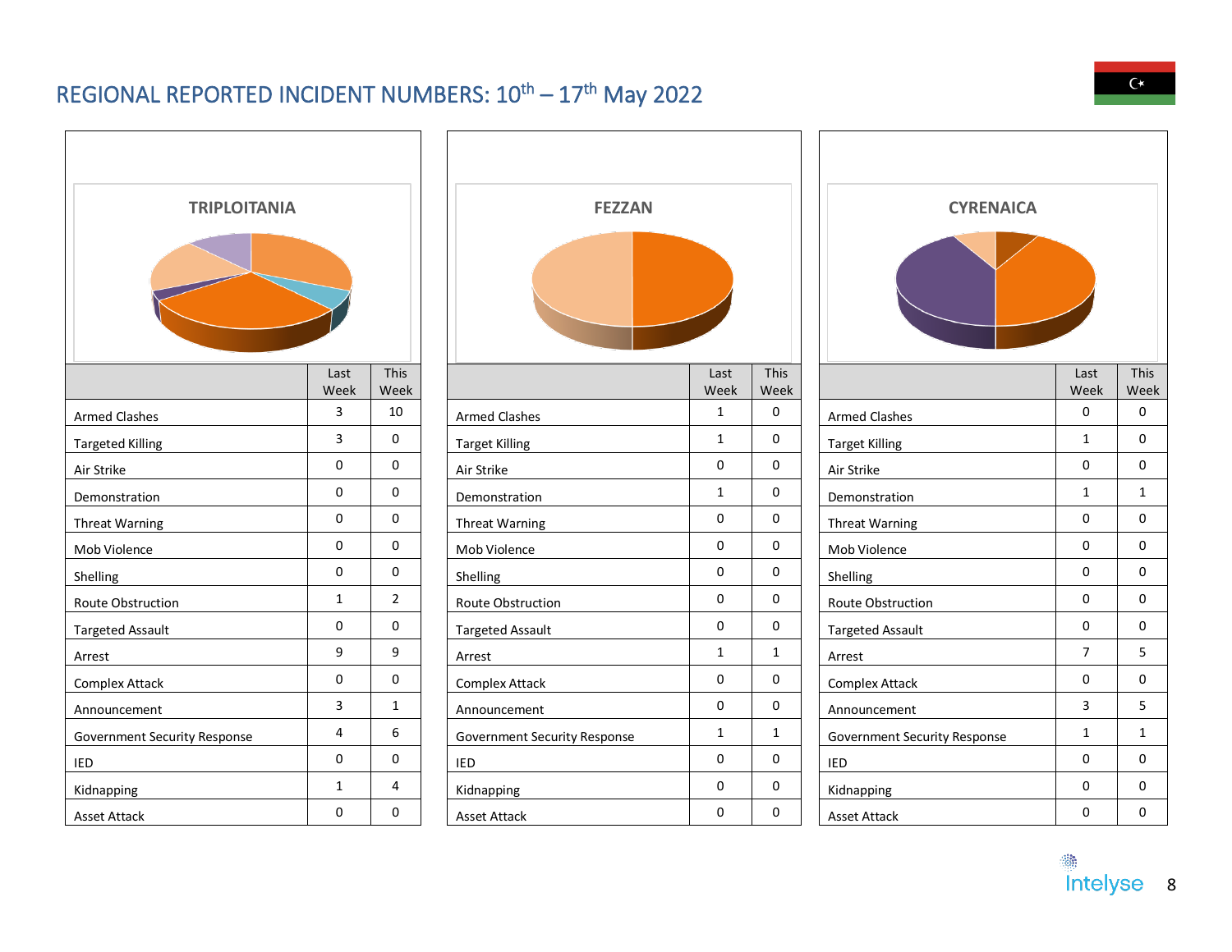# REGIONAL REPORTED INCIDENT NUMBERS: 10th – 17th May 2022

## TRIPLOITANIA

| | Last Week | This Week |
|---|---|---|
| Armed Clashes | 3 | 10 |
| Targeted Killing | 3 | 0 |
| Air Strike | 0 | 0 |
| Demonstration | 0 | 0 |
| Threat Warning | 0 | 0 |
| Mob Violence | 0 | 0 |
| Shelling | 0 | 0 |
| Route Obstruction | 1 | 2 |
| Targeted Assault | 0 | 0 |
| Arrest | 9 | 9 |
| Complex Attack | 0 | 0 |
| Announcement | 3 | 1 |
| Government Security Response | 4 | 6 |
| IED | 0 | 0 |
| Kidnapping | 1 | 4 |
| Asset Attack | 0 | 0 |

## FEZZAN

| | Last Week | This Week |
|---|---|---|
| Armed Clashes | 1 | 0 |
| Target Killing | 1 | 0 |
| Air Strike | 0 | 0 |
| Demonstration | 1 | 0 |
| Threat Warning | 0 | 0 |
| Mob Violence | 0 | 0 |
| Shelling | 0 | 0 |
| Route Obstruction | 0 | 0 |
| Targeted Assault | 0 | 0 |
| Arrest | 1 | 1 |
| Complex Attack | 0 | 0 |
| Announcement | 0 | 0 |
| Government Security Response | 1 | 1 |
| IED | 0 | 0 |
| Kidnapping | 0 | 0 |
| Asset Attack | 0 | 0 |

## CYRENAICA

| | Last Week | This Week |
|---|---|---|
| Armed Clashes | 0 | 0 |
| Target Killing | 1 | 0 |
| Air Strike | 0 | 0 |
| Demonstration | 1 | 1 |
| Threat Warning | 0 | 0 |
| Mob Violence | 0 | 0 |
| Shelling | 0 | 0 |
| Route Obstruction | 0 | 0 |
| Targeted Assault | 0 | 0 |
| Arrest | 7 | 5 |
| Complex Attack | 0 | 0 |
| Announcement | 3 | 5 |
| Government Security Response | 1 | 1 |
| IED | 0 | 0 |
| Kidnapping | 0 | 0 |
| Asset Attack | 0 | 0 |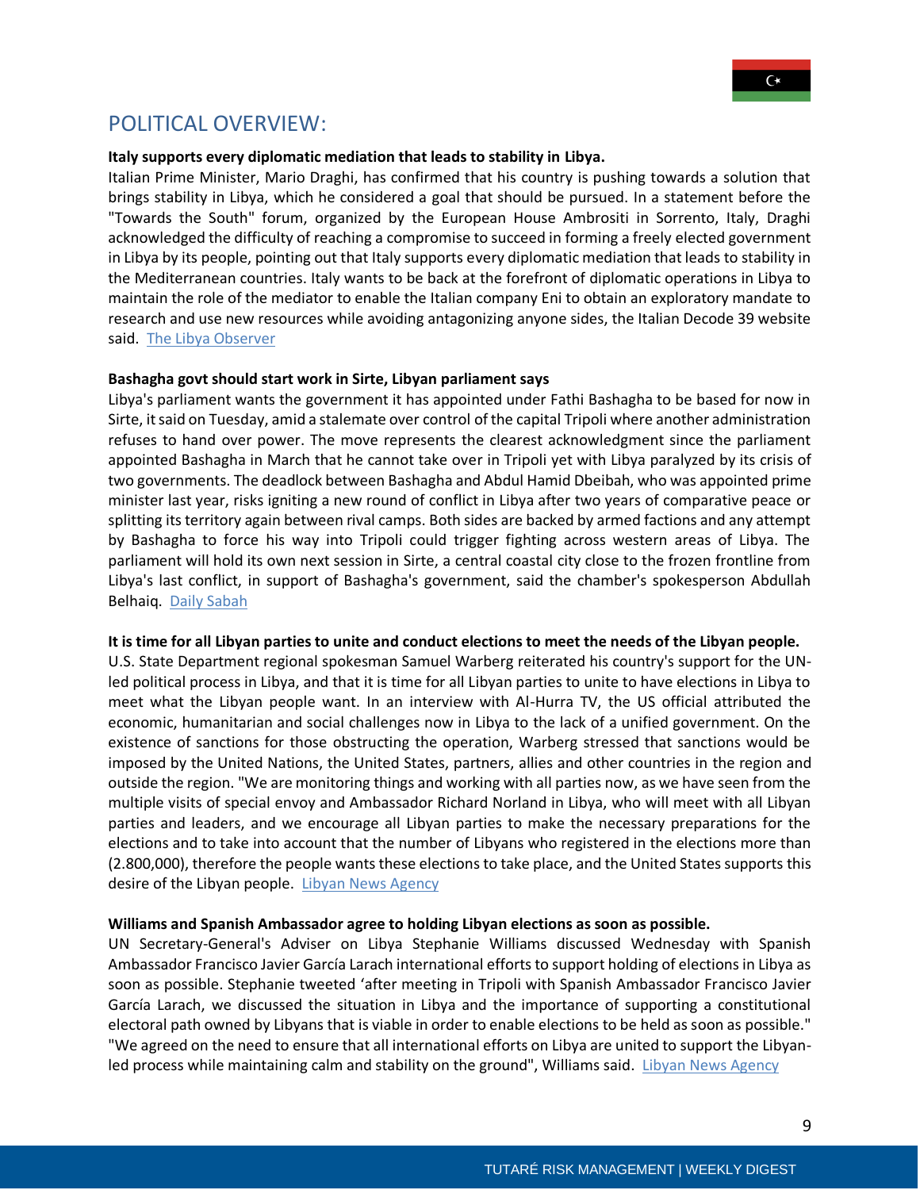## POLITICAL OVERVIEW:

**Italy supports every diplomatic mediation that leads to stability in Libya.**

Italian Prime Minister, Mario Draghi, has confirmed that his country is pushing towards a solution that brings stability in Libya, which he considered a goal that should be pursued. In a statement before the "Towards the South" forum, organized by the European House Ambrositi in Sorrento, Italy, Draghi acknowledged the difficulty of reaching a compromise to succeed in forming a freely elected government in Libya by its people, pointing out that Italy supports every diplomatic mediation that leads to stability in the Mediterranean countries. Italy wants to be back at the forefront of diplomatic operations in Libya to maintain the role of the mediator to enable the Italian company Eni to obtain an exploratory mandate to research and use new resources while avoiding antagonizing anyone sides, the Italian Decode 39 website said. The Libya Observer

**Bashagha govt should start work in Sirte, Libyan parliament says**

Libya's parliament wants the government it has appointed under Fathi Bashagha to be based for now in Sirte, it said on Tuesday, amid a stalemate over control of the capital Tripoli where another administration refuses to hand over power. The move represents the clearest acknowledgment since the parliament appointed Bashagha in March that he cannot take over in Tripoli yet with Libya paralyzed by its crisis of two governments. The deadlock between Bashagha and Abdul Hamid Dbeibah, who was appointed prime minister last year, risks igniting a new round of conflict in Libya after two years of comparative peace or splitting its territory again between rival camps. Both sides are backed by armed factions and any attempt by Bashagha to force his way into Tripoli could trigger fighting across western areas of Libya. The parliament will hold its own next session in Sirte, a central coastal city close to the frozen frontline from Libya's last conflict, in support of Bashagha's government, said the chamber's spokesperson Abdullah Belhaiq. Daily Sabah

**It is time for all Libyan parties to unite and conduct elections to meet the needs of the Libyan people.**

U.S. State Department regional spokesman Samuel Warberg reiterated his country's support for the UN-led political process in Libya, and that it is time for all Libyan parties to unite to have elections in Libya to meet what the Libyan people want. In an interview with Al-Hurra TV, the US official attributed the economic, humanitarian and social challenges now in Libya to the lack of a unified government. On the existence of sanctions for those obstructing the operation, Warberg stressed that sanctions would be imposed by the United Nations, the United States, partners, allies and other countries in the region and outside the region. "We are monitoring things and working with all parties now, as we have seen from the multiple visits of special envoy and Ambassador Richard Norland in Libya, who will meet with all Libyan parties and leaders, and we encourage all Libyan parties to make the necessary preparations for the elections and to take into account that the number of Libyans who registered in the elections more than (2.800,000), therefore the people wants these elections to take place, and the United States supports this desire of the Libyan people. Libyan News Agency

**Williams and Spanish Ambassador agree to holding Libyan elections as soon as possible.**

UN Secretary-General's Adviser on Libya Stephanie Williams discussed Wednesday with Spanish Ambassador Francisco Javier García Larach international efforts to support holding of elections in Libya as soon as possible. Stephanie tweeted 'after meeting in Tripoli with Spanish Ambassador Francisco Javier García Larach, we discussed the situation in Libya and the importance of supporting a constitutional electoral path owned by Libyans that is viable in order to enable elections to be held as soon as possible." "We agreed on the need to ensure that all international efforts on Libya are united to support the Libyan-led process while maintaining calm and stability on the ground", Williams said. Libyan News Agency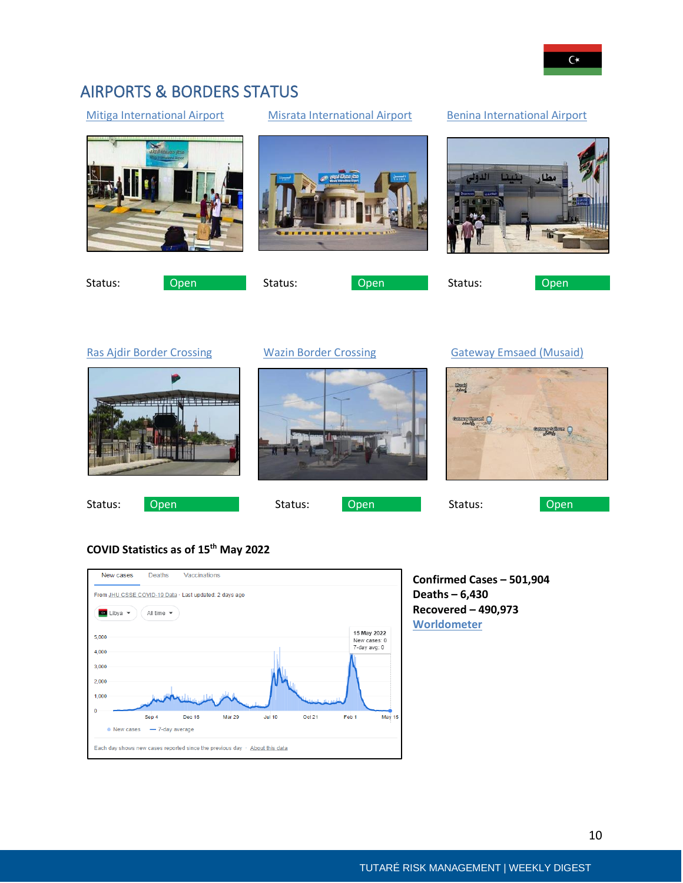## AIRPORTS & BORDERS STATUS

Mitiga International Airport

Status: Open

Misrata International Airport

Status: Open

Benina International Airport

Status: Open

Ras Ajdir Border Crossing

Status: Open

Wazin Border Crossing

Status: Open

Gateway Emsaed (Musaid)

Status: Open

**COVID Statistics as of 15th May 2022**

**Confirmed Cases – 501,904**
**Deaths – 6,430**
**Recovered – 490,973**
**Worldometer**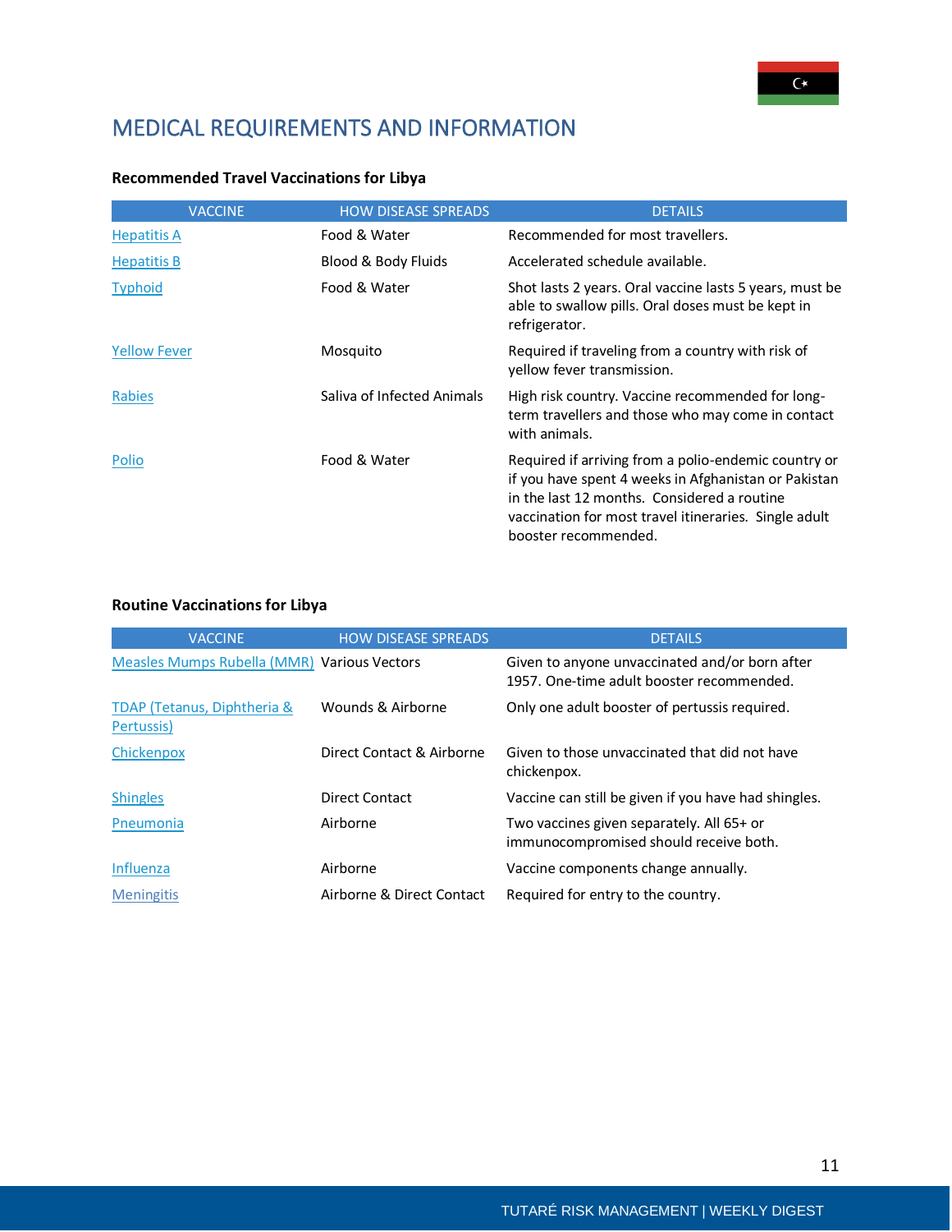# MEDICAL REQUIREMENTS AND INFORMATION

**Recommended Travel Vaccinations for Libya**

| VACCINE | HOW DISEASE SPREADS | DETAILS |
|---|---|---|
| Hepatitis A | Food & Water | Recommended for most travellers. |
| Hepatitis B | Blood & Body Fluids | Accelerated schedule available. |
| Typhoid | Food & Water | Shot lasts 2 years. Oral vaccine lasts 5 years, must be able to swallow pills. Oral doses must be kept in refrigerator. |
| Yellow Fever | Mosquito | Required if traveling from a country with risk of yellow fever transmission. |
| Rabies | Saliva of Infected Animals | High risk country. Vaccine recommended for long-term travellers and those who may come in contact with animals. |
| Polio | Food & Water | Required if arriving from a polio-endemic country or if you have spent 4 weeks in Afghanistan or Pakistan in the last 12 months. Considered a routine vaccination for most travel itineraries. Single adult booster recommended. |

**Routine Vaccinations for Libya**

| VACCINE | HOW DISEASE SPREADS | DETAILS |
|---|---|---|
| Measles Mumps Rubella (MMR) | Various Vectors | Given to anyone unvaccinated and/or born after 1957. One-time adult booster recommended. |
| TDAP (Tetanus, Diphtheria & Pertussis) | Wounds & Airborne | Only one adult booster of pertussis required. |
| Chickenpox | Direct Contact & Airborne | Given to those unvaccinated that did not have chickenpox. |
| Shingles | Direct Contact | Vaccine can still be given if you have had shingles. |
| Pneumonia | Airborne | Two vaccines given separately. All 65+ or immunocompromised should receive both. |
| Influenza | Airborne | Vaccine components change annually. |
| Meningitis | Airborne & Direct Contact | Required for entry to the country. |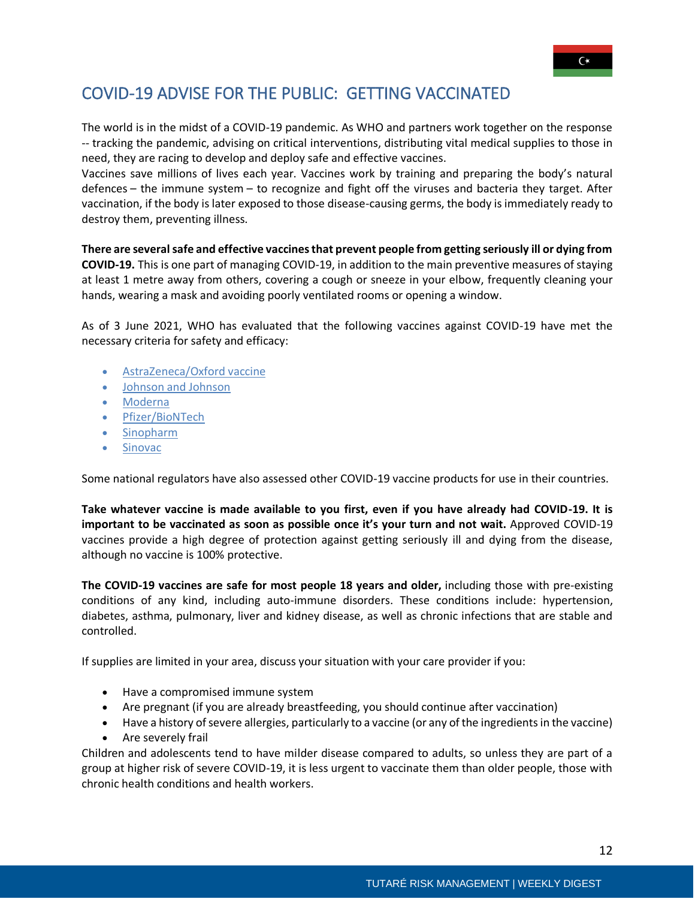## COVID-19 ADVISE FOR THE PUBLIC: GETTING VACCINATED

The world is in the midst of a COVID-19 pandemic. As WHO and partners work together on the response -- tracking the pandemic, advising on critical interventions, distributing vital medical supplies to those in need, they are racing to develop and deploy safe and effective vaccines.
Vaccines save millions of lives each year. Vaccines work by training and preparing the body's natural defences – the immune system – to recognize and fight off the viruses and bacteria they target. After vaccination, if the body is later exposed to those disease-causing germs, the body is immediately ready to destroy them, preventing illness.

**There are several safe and effective vaccines that prevent people from getting seriously ill or dying from COVID-19.** This is one part of managing COVID-19, in addition to the main preventive measures of staying at least 1 metre away from others, covering a cough or sneeze in your elbow, frequently cleaning your hands, wearing a mask and avoiding poorly ventilated rooms or opening a window.

As of 3 June 2021, WHO has evaluated that the following vaccines against COVID-19 have met the necessary criteria for safety and efficacy:

- AstraZeneca/Oxford vaccine
- Johnson and Johnson
- Moderna
- Pfizer/BioNTech
- Sinopharm
- Sinovac

Some national regulators have also assessed other COVID-19 vaccine products for use in their countries.

**Take whatever vaccine is made available to you first, even if you have already had COVID-19. It is important to be vaccinated as soon as possible once it's your turn and not wait.** Approved COVID-19 vaccines provide a high degree of protection against getting seriously ill and dying from the disease, although no vaccine is 100% protective.

**The COVID-19 vaccines are safe for most people 18 years and older,** including those with pre-existing conditions of any kind, including auto-immune disorders. These conditions include: hypertension, diabetes, asthma, pulmonary, liver and kidney disease, as well as chronic infections that are stable and controlled.

If supplies are limited in your area, discuss your situation with your care provider if you:

- Have a compromised immune system
- Are pregnant (if you are already breastfeeding, you should continue after vaccination)
- Have a history of severe allergies, particularly to a vaccine (or any of the ingredients in the vaccine)
- Are severely frail

Children and adolescents tend to have milder disease compared to adults, so unless they are part of a group at higher risk of severe COVID-19, it is less urgent to vaccinate them than older people, those with chronic health conditions and health workers.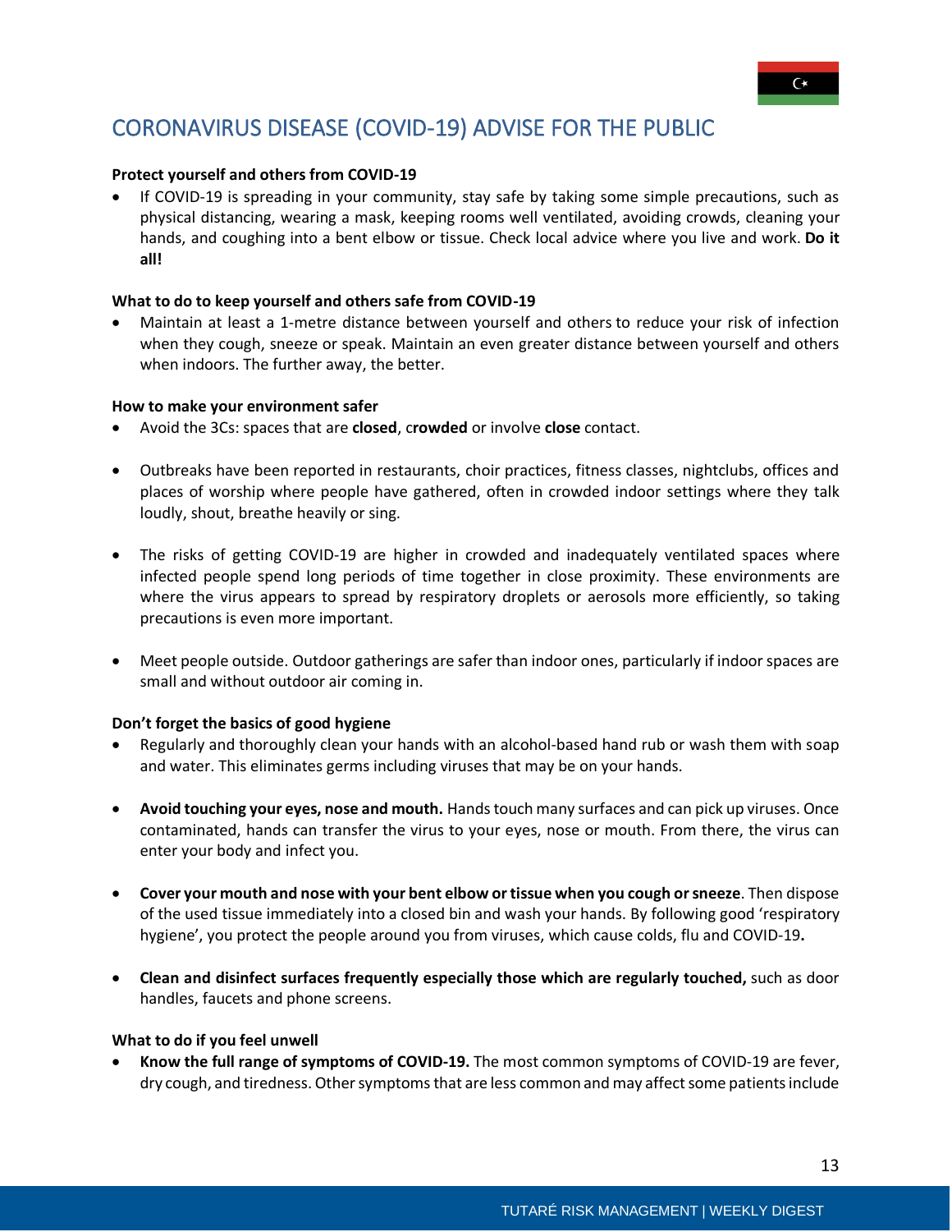## CORONAVIRUS DISEASE (COVID-19) ADVISE FOR THE PUBLIC

**Protect yourself and others from COVID-19**

- If COVID-19 is spreading in your community, stay safe by taking some simple precautions, such as physical distancing, wearing a mask, keeping rooms well ventilated, avoiding crowds, cleaning your hands, and coughing into a bent elbow or tissue. Check local advice where you live and work. **Do it all!**

**What to do to keep yourself and others safe from COVID-19**

- Maintain at least a 1-metre distance between yourself and others to reduce your risk of infection when they cough, sneeze or speak. Maintain an even greater distance between yourself and others when indoors. The further away, the better.

**How to make your environment safer**

- Avoid the 3Cs: spaces that are **closed**, c**rowded** or involve **close** contact.
- Outbreaks have been reported in restaurants, choir practices, fitness classes, nightclubs, offices and places of worship where people have gathered, often in crowded indoor settings where they talk loudly, shout, breathe heavily or sing.
- The risks of getting COVID-19 are higher in crowded and inadequately ventilated spaces where infected people spend long periods of time together in close proximity. These environments are where the virus appears to spread by respiratory droplets or aerosols more efficiently, so taking precautions is even more important.
- Meet people outside. Outdoor gatherings are safer than indoor ones, particularly if indoor spaces are small and without outdoor air coming in.

**Don't forget the basics of good hygiene**

- Regularly and thoroughly clean your hands with an alcohol-based hand rub or wash them with soap and water. This eliminates germs including viruses that may be on your hands.
- **Avoid touching your eyes, nose and mouth.** Hands touch many surfaces and can pick up viruses. Once contaminated, hands can transfer the virus to your eyes, nose or mouth. From there, the virus can enter your body and infect you.
- **Cover your mouth and nose with your bent elbow or tissue when you cough or sneeze**. Then dispose of the used tissue immediately into a closed bin and wash your hands. By following good 'respiratory hygiene', you protect the people around you from viruses, which cause colds, flu and COVID-19**.**
- **Clean and disinfect surfaces frequently especially those which are regularly touched,** such as door handles, faucets and phone screens.

**What to do if you feel unwell**

- **Know the full range of symptoms of COVID-19.** The most common symptoms of COVID-19 are fever, dry cough, and tiredness. Other symptoms that are less common and may affect some patients include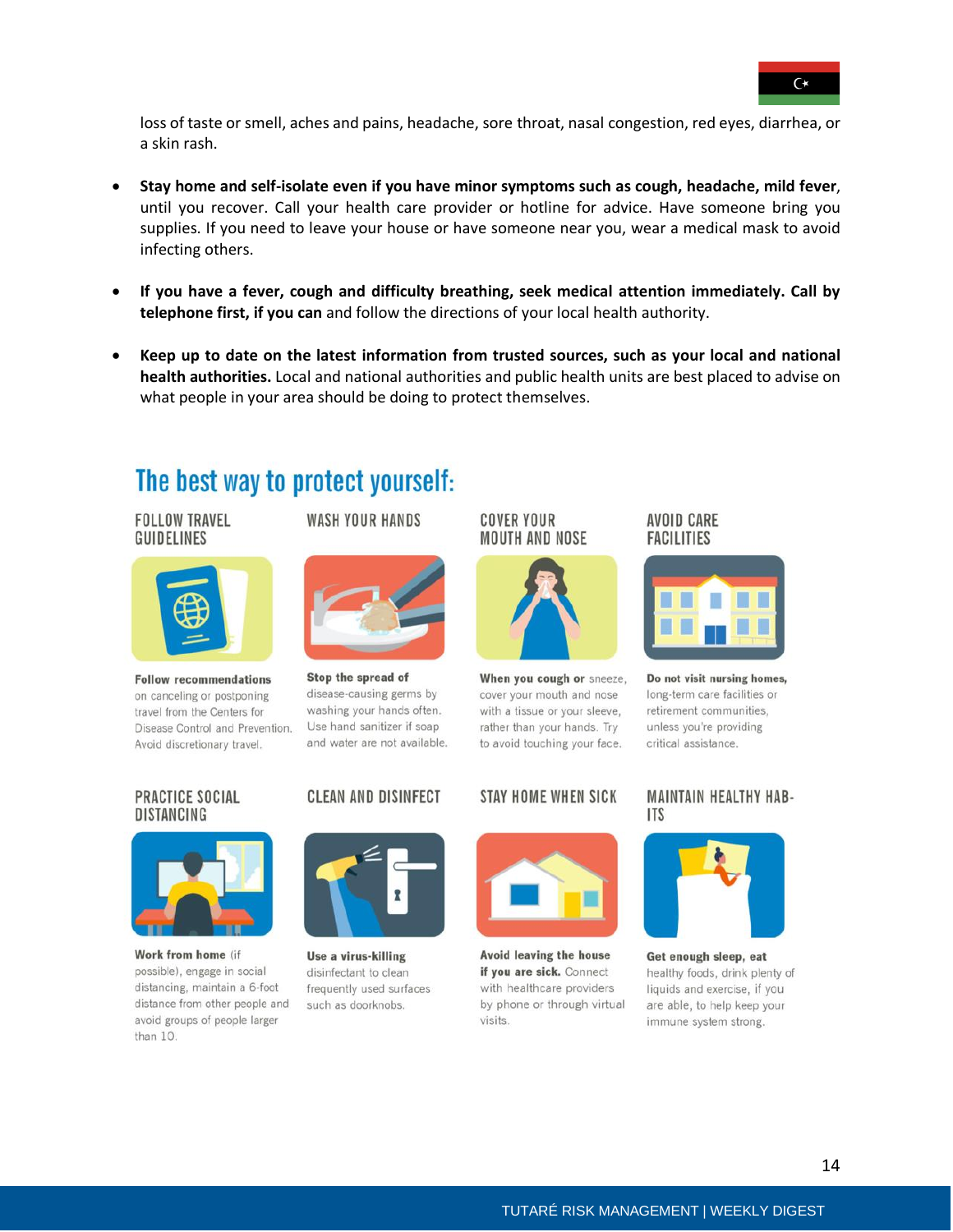loss of taste or smell, aches and pains, headache, sore throat, nasal congestion, red eyes, diarrhea, or a skin rash.

- **Stay home and self-isolate even if you have minor symptoms such as cough, headache, mild fever**, until you recover. Call your health care provider or hotline for advice. Have someone bring you supplies. If you need to leave your house or have someone near you, wear a medical mask to avoid infecting others.
- **If you have a fever, cough and difficulty breathing, seek medical attention immediately. Call by telephone first, if you can** and follow the directions of your local health authority.
- **Keep up to date on the latest information from trusted sources, such as your local and national health authorities.** Local and national authorities and public health units are best placed to advise on what people in your area should be doing to protect themselves.

## The best way to protect yourself:

### FOLLOW TRAVEL GUIDELINES

**Follow recommendations** on canceling or postponing travel from the Centers for Disease Control and Prevention. Avoid discretionary travel.

### WASH YOUR HANDS

**Stop the spread of** disease-causing germs by washing your hands often. Use hand sanitizer if soap and water are not available.

### COVER YOUR MOUTH AND NOSE

**When you cough or** sneeze, cover your mouth and nose with a tissue or your sleeve, rather than your hands. Try to avoid touching your face.

### AVOID CARE FACILITIES

**Do not visit nursing homes,** long-term care facilities or retirement communities, unless you're providing critical assistance.

### PRACTICE SOCIAL DISTANCING

**Work from home** (if possible), engage in social distancing, maintain a 6-foot distance from other people and avoid groups of people larger than 10.

### CLEAN AND DISINFECT

**Use a virus-killing** disinfectant to clean frequently used surfaces such as doorknobs.

### STAY HOME WHEN SICK

**Avoid leaving the house if you are sick.** Connect with healthcare providers by phone or through virtual visits.

### MAINTAIN HEALTHY HABITS

**Get enough sleep, eat** healthy foods, drink plenty of liquids and exercise, if you are able, to help keep your immune system strong.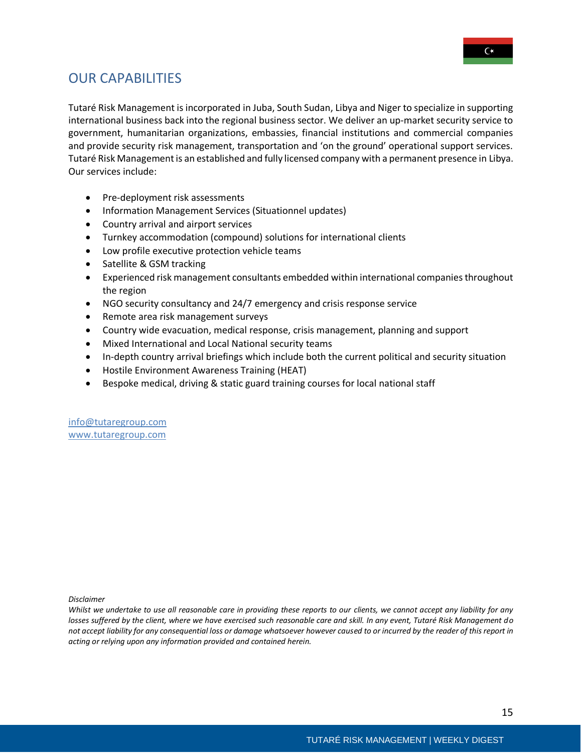## OUR CAPABILITIES

Tutaré Risk Management is incorporated in Juba, South Sudan, Libya and Niger to specialize in supporting international business back into the regional business sector. We deliver an up-market security service to government, humanitarian organizations, embassies, financial institutions and commercial companies and provide security risk management, transportation and 'on the ground' operational support services. Tutaré Risk Management is an established and fully licensed company with a permanent presence in Libya. Our services include:

- Pre-deployment risk assessments
- Information Management Services (Situationnel updates)
- Country arrival and airport services
- Turnkey accommodation (compound) solutions for international clients
- Low profile executive protection vehicle teams
- Satellite & GSM tracking
- Experienced risk management consultants embedded within international companies throughout the region
- NGO security consultancy and 24/7 emergency and crisis response service
- Remote area risk management surveys
- Country wide evacuation, medical response, crisis management, planning and support
- Mixed International and Local National security teams
- In-depth country arrival briefings which include both the current political and security situation
- Hostile Environment Awareness Training (HEAT)
- Bespoke medical, driving & static guard training courses for local national staff

info@tutaregroup.com
www.tutaregroup.com

*Disclaimer*
*Whilst we undertake to use all reasonable care in providing these reports to our clients, we cannot accept any liability for any losses suffered by the client, where we have exercised such reasonable care and skill. In any event, Tutaré Risk Management do not accept liability for any consequential loss or damage whatsoever however caused to or incurred by the reader of this report in acting or relying upon any information provided and contained herein.*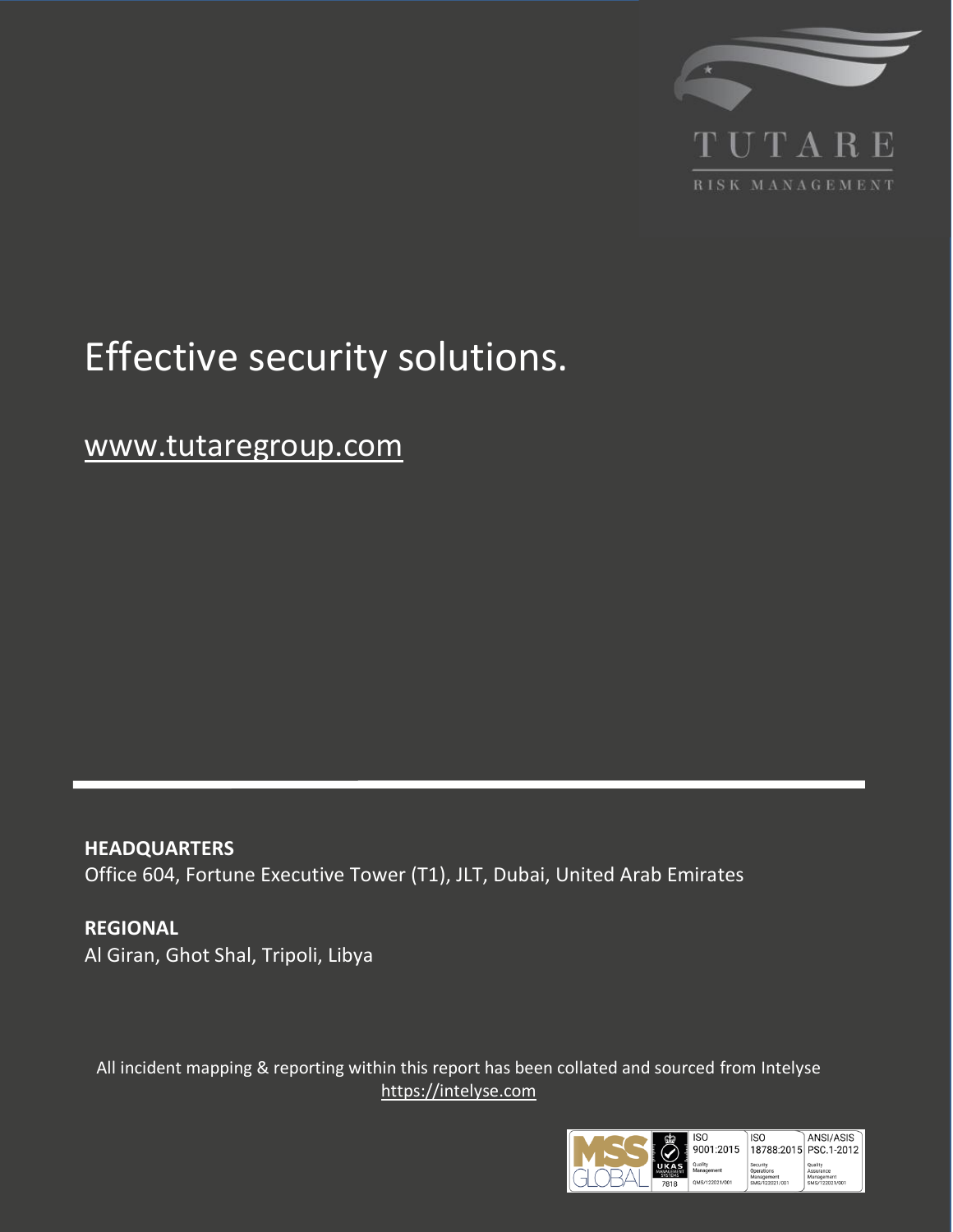TUTARE

RISK MANAGEMENT

# Effective security solutions.

www.tutaregroup.com

**HEADQUARTERS**
Office 604, Fortune Executive Tower (T1), JLT, Dubai, United Arab Emirates

**REGIONAL**
Al Giran, Ghot Shal, Tripoli, Libya

All incident mapping & reporting within this report has been collated and sourced from Intelyse https://intelyse.com

MSS GLOBAL | UKAS MANAGEMENT SYSTEMS 7818 | ISO 9001:2015 Quality Management QMS/122021/001 | ISO 18788:2015 Security Operations Management SMS/122021/001 | ANSI/ASIS PSC.1-2012 Quality Assurance Management SMS/122021/001